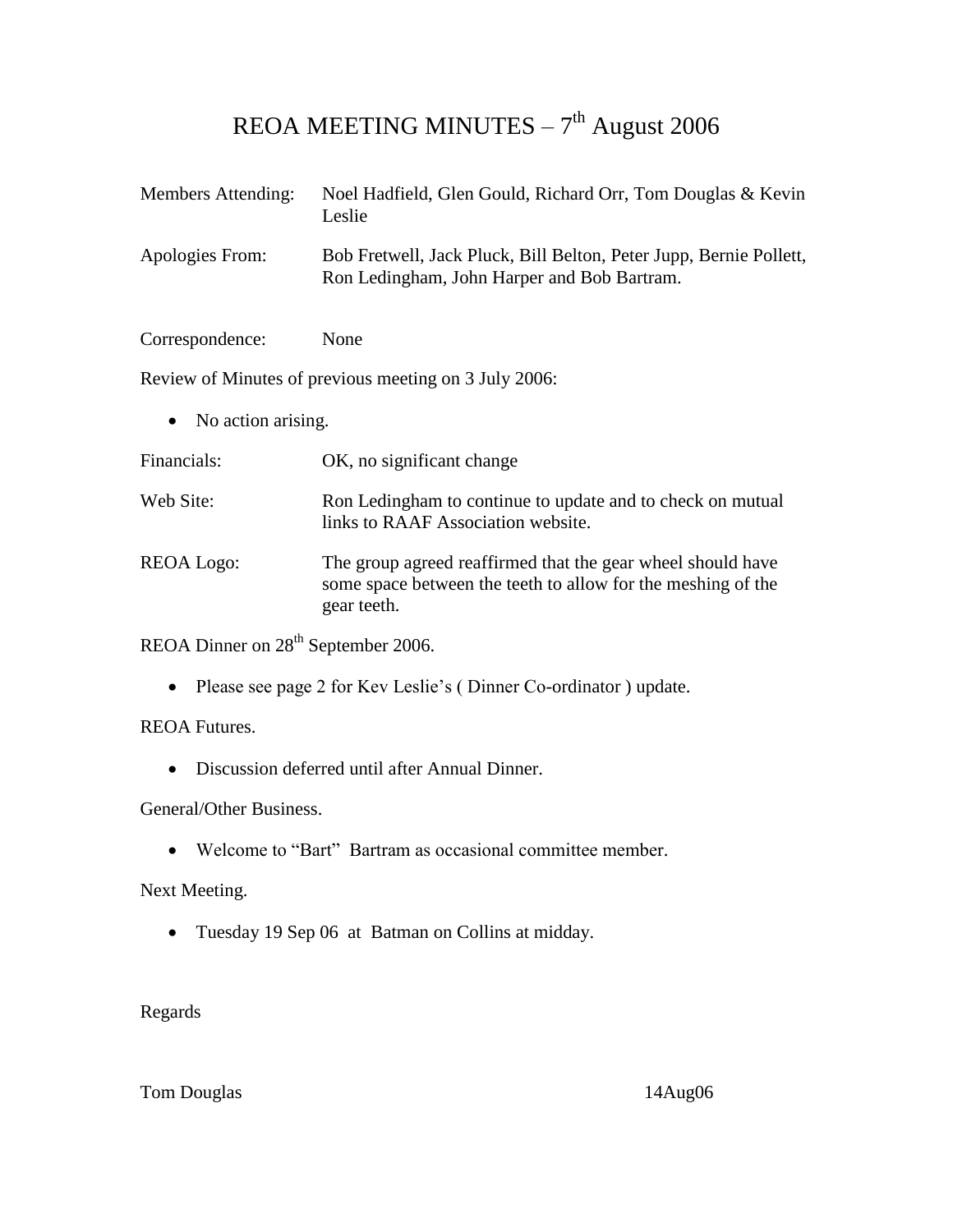# REOA MEETING MINUTES – 7th August 2006

Members Attending: Noel Hadfield, Glen Gould, Richard Orr, Tom Douglas & Kevin Leslie

Apologies From: Bob Fretwell, Jack Pluck, Bill Belton, Peter Jupp, Bernie Pollett, Ron Ledingham, John Harper and Bob Bartram.

Correspondence: None

Review of Minutes of previous meeting on 3 July 2006:

- No action arising.

Financials: OK, no significant change

Web Site: Ron Ledingham to continue to update and to check on mutual links to RAAF Association website.

REOA Logo: The group agreed reaffirmed that the gear wheel should have some space between the teeth to allow for the meshing of the gear teeth.

REOA Dinner on 28th September 2006.

- Please see page 2 for Kev Leslie's ( Dinner Co-ordinator ) update.

REOA Futures.

- Discussion deferred until after Annual Dinner.

General/Other Business.

- Welcome to "Bart" Bartram as occasional committee member.

Next Meeting.

- Tuesday 19 Sep 06 at Batman on Collins at midday.

Regards

Tom Douglas 14Aug06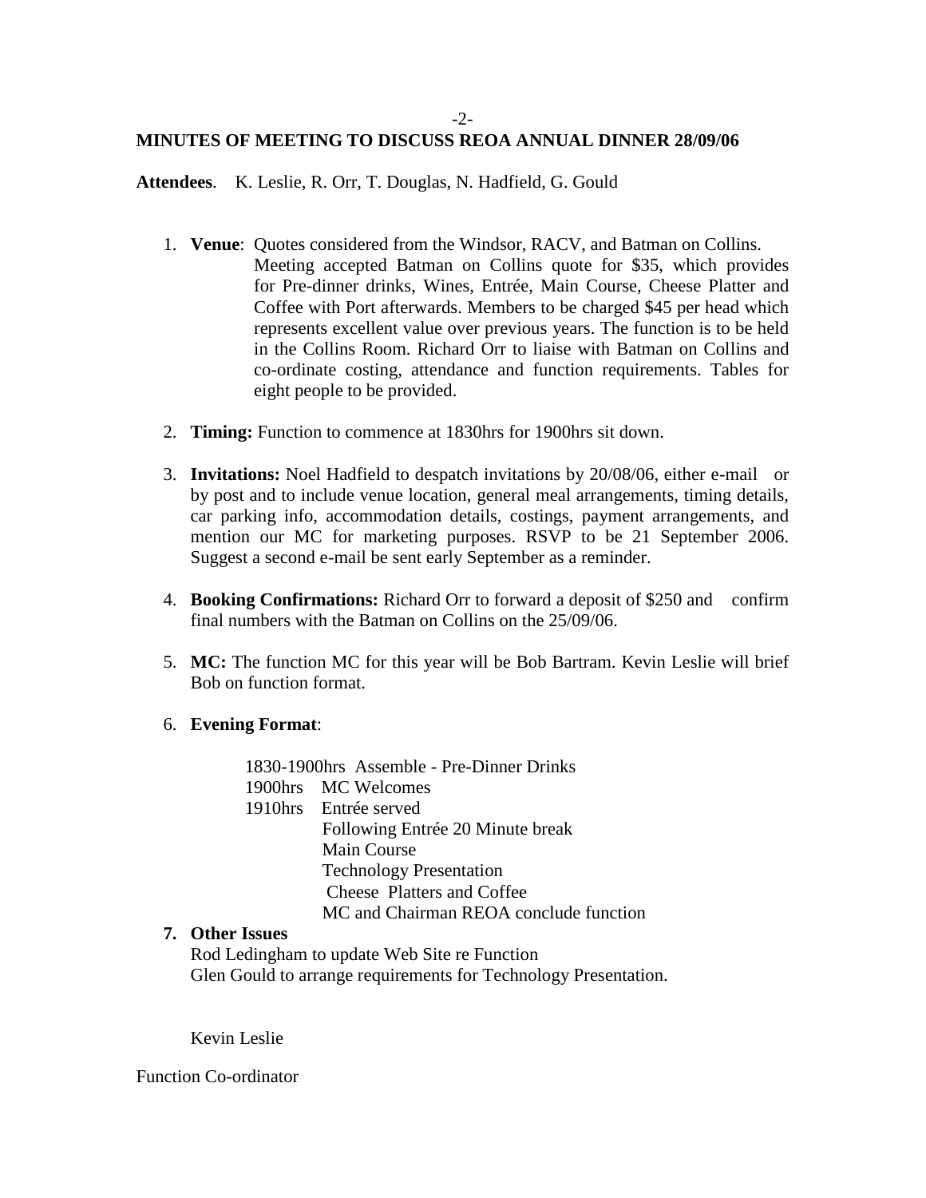## MINUTES OF MEETING TO DISCUSS REOA ANNUAL DINNER 28/09/06

**Attendees**. K. Leslie, R. Orr, T. Douglas, N. Hadfield, G. Gould

1. **Venue**: Quotes considered from the Windsor, RACV, and Batman on Collins. Meeting accepted Batman on Collins quote for $35, which provides for Pre-dinner drinks, Wines, Entrée, Main Course, Cheese Platter and Coffee with Port afterwards. Members to be charged $45 per head which represents excellent value over previous years. The function is to be held in the Collins Room. Richard Orr to liaise with Batman on Collins and co-ordinate costing, attendance and function requirements. Tables for eight people to be provided.

2. **Timing:** Function to commence at 1830hrs for 1900hrs sit down.

3. **Invitations:** Noel Hadfield to despatch invitations by 20/08/06, either e-mail or by post and to include venue location, general meal arrangements, timing details, car parking info, accommodation details, costings, payment arrangements, and mention our MC for marketing purposes. RSVP to be 21 September 2006. Suggest a second e-mail be sent early September as a reminder.

4. **Booking Confirmations:** Richard Orr to forward a deposit of $250 and confirm final numbers with the Batman on Collins on the 25/09/06.

5. **MC:** The function MC for this year will be Bob Bartram. Kevin Leslie will brief Bob on function format.

6. **Evening Format**:

   1830-1900hrs Assemble - Pre-Dinner Drinks
   1900hrs MC Welcomes
   1910hrs Entrée served
   Following Entrée 20 Minute break
   Main Course
   Technology Presentation
   Cheese Platters and Coffee
   MC and Chairman REOA conclude function

7. **Other Issues**

   Rod Ledingham to update Web Site re Function
   Glen Gould to arrange requirements for Technology Presentation.

Kevin Leslie

Function Co-ordinator